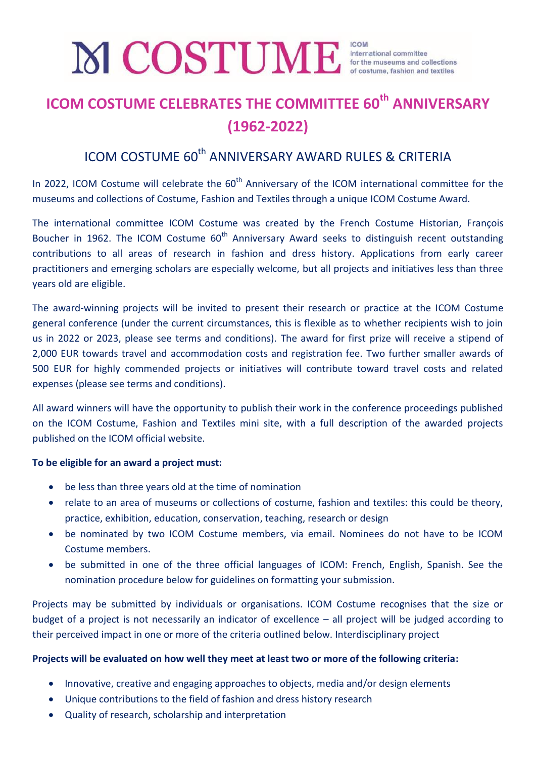# ICOM COSTUME

ICOM international committee for the museums and collections of costume, fashion and textiles

## ICOM COSTUME CELEBRATES THE COMMITTEE 60th ANNIVERSARY (1962-2022)

### ICOM COSTUME 60th ANNIVERSARY AWARD RULES & CRITERIA

In 2022, ICOM Costume will celebrate the 60th Anniversary of the ICOM international committee for the museums and collections of Costume, Fashion and Textiles through a unique ICOM Costume Award.

The international committee ICOM Costume was created by the French Costume Historian, François Boucher in 1962. The ICOM Costume 60th Anniversary Award seeks to distinguish recent outstanding contributions to all areas of research in fashion and dress history. Applications from early career practitioners and emerging scholars are especially welcome, but all projects and initiatives less than three years old are eligible.

The award-winning projects will be invited to present their research or practice at the ICOM Costume general conference (under the current circumstances, this is flexible as to whether recipients wish to join us in 2022 or 2023, please see terms and conditions). The award for first prize will receive a stipend of 2,000 EUR towards travel and accommodation costs and registration fee. Two further smaller awards of 500 EUR for highly commended projects or initiatives will contribute toward travel costs and related expenses (please see terms and conditions).

All award winners will have the opportunity to publish their work in the conference proceedings published on the ICOM Costume, Fashion and Textiles mini site, with a full description of the awarded projects published on the ICOM official website.

**To be eligible for an award a project must:**

- be less than three years old at the time of nomination
- relate to an area of museums or collections of costume, fashion and textiles: this could be theory, practice, exhibition, education, conservation, teaching, research or design
- be nominated by two ICOM Costume members, via email. Nominees do not have to be ICOM Costume members.
- be submitted in one of the three official languages of ICOM: French, English, Spanish. See the nomination procedure below for guidelines on formatting your submission.

Projects may be submitted by individuals or organisations. ICOM Costume recognises that the size or budget of a project is not necessarily an indicator of excellence – all project will be judged according to their perceived impact in one or more of the criteria outlined below. Interdisciplinary project

**Projects will be evaluated on how well they meet at least two or more of the following criteria:**

- Innovative, creative and engaging approaches to objects, media and/or design elements
- Unique contributions to the field of fashion and dress history research
- Quality of research, scholarship and interpretation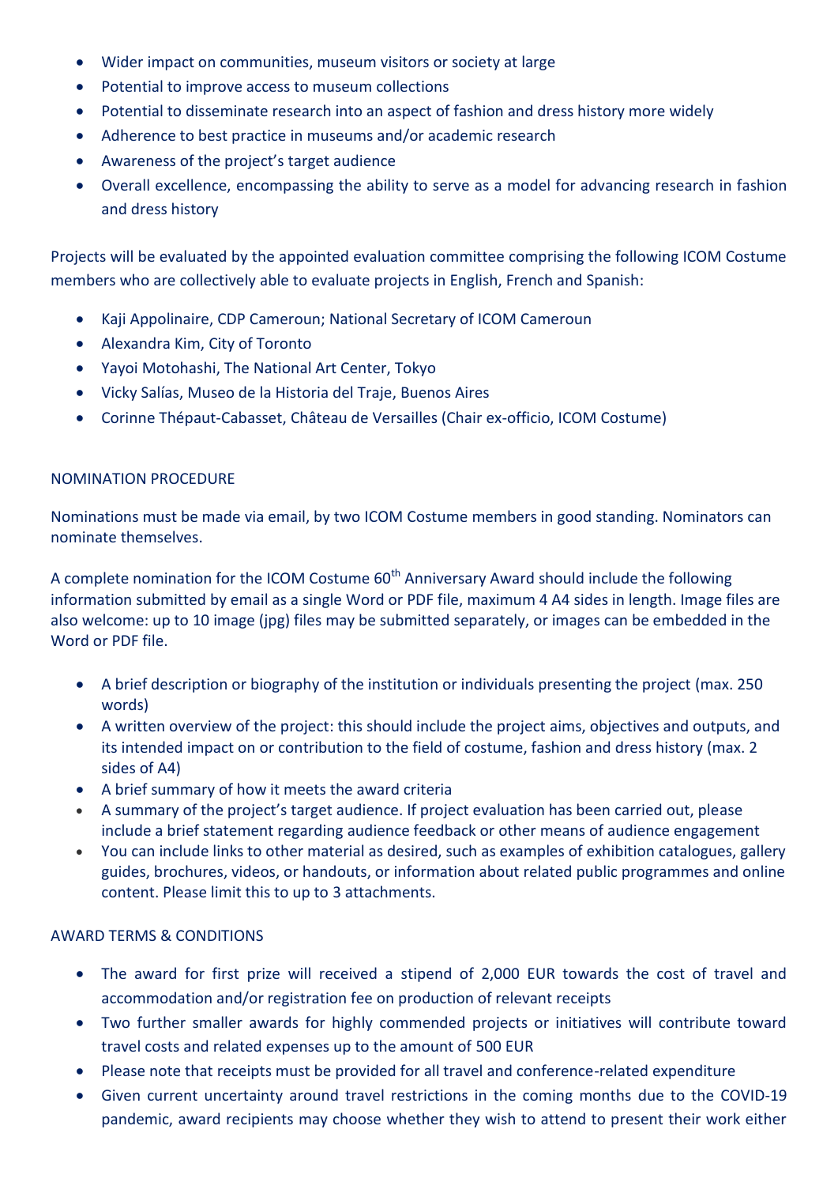- Wider impact on communities, museum visitors or society at large
- Potential to improve access to museum collections
- Potential to disseminate research into an aspect of fashion and dress history more widely
- Adherence to best practice in museums and/or academic research
- Awareness of the project's target audience
- Overall excellence, encompassing the ability to serve as a model for advancing research in fashion and dress history

Projects will be evaluated by the appointed evaluation committee comprising the following ICOM Costume members who are collectively able to evaluate projects in English, French and Spanish:

- Kaji Appolinaire, CDP Cameroun; National Secretary of ICOM Cameroun
- Alexandra Kim, City of Toronto
- Yayoi Motohashi, The National Art Center, Tokyo
- Vicky Salías, Museo de la Historia del Traje, Buenos Aires
- Corinne Thépaut-Cabasset, Château de Versailles (Chair ex-officio, ICOM Costume)

NOMINATION PROCEDURE

Nominations must be made via email, by two ICOM Costume members in good standing. Nominators can nominate themselves.

A complete nomination for the ICOM Costume 60th Anniversary Award should include the following information submitted by email as a single Word or PDF file, maximum 4 A4 sides in length. Image files are also welcome: up to 10 image (jpg) files may be submitted separately, or images can be embedded in the Word or PDF file.

- A brief description or biography of the institution or individuals presenting the project (max. 250 words)
- A written overview of the project: this should include the project aims, objectives and outputs, and its intended impact on or contribution to the field of costume, fashion and dress history (max. 2 sides of A4)
- A brief summary of how it meets the award criteria
- A summary of the project's target audience. If project evaluation has been carried out, please include a brief statement regarding audience feedback or other means of audience engagement
- You can include links to other material as desired, such as examples of exhibition catalogues, gallery guides, brochures, videos, or handouts, or information about related public programmes and online content. Please limit this to up to 3 attachments.

AWARD TERMS & CONDITIONS

- The award for first prize will received a stipend of 2,000 EUR towards the cost of travel and accommodation and/or registration fee on production of relevant receipts
- Two further smaller awards for highly commended projects or initiatives will contribute toward travel costs and related expenses up to the amount of 500 EUR
- Please note that receipts must be provided for all travel and conference-related expenditure
- Given current uncertainty around travel restrictions in the coming months due to the COVID-19 pandemic, award recipients may choose whether they wish to attend to present their work either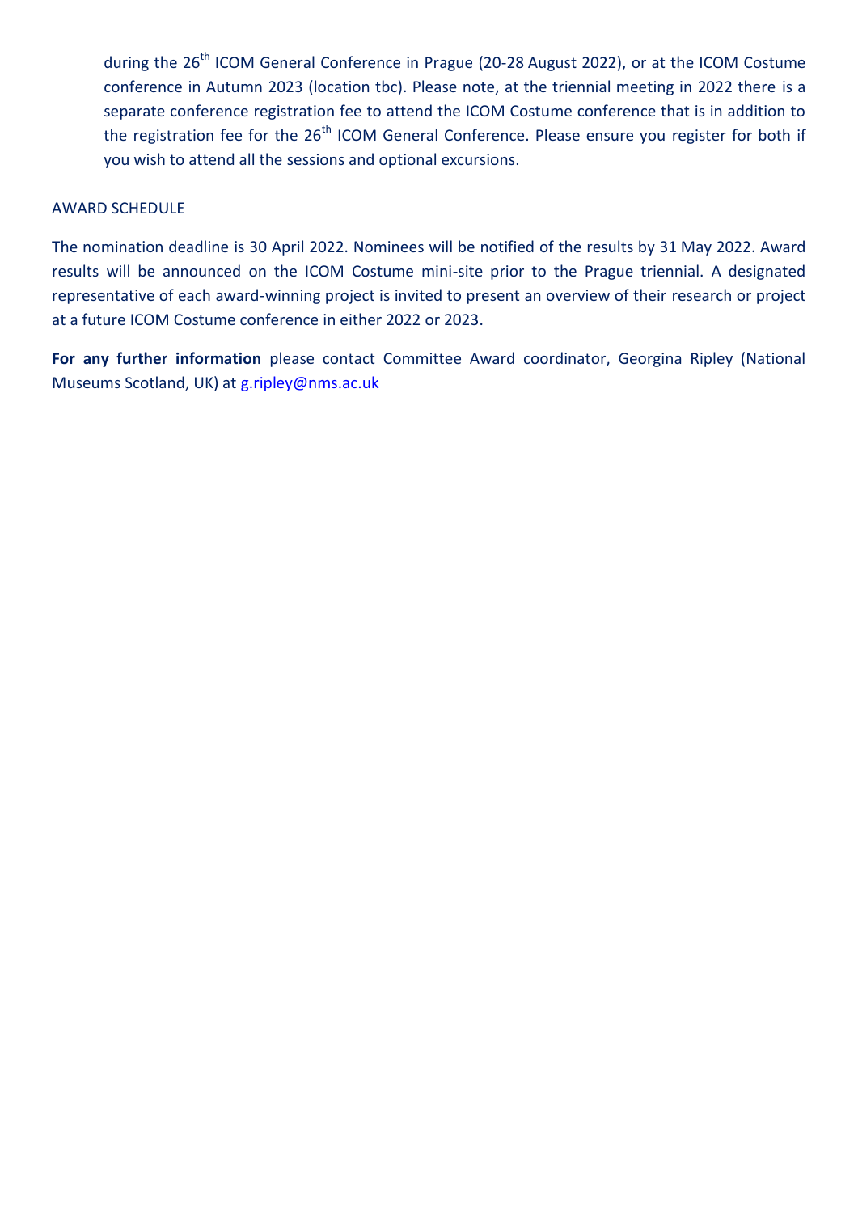during the 26th ICOM General Conference in Prague (20-28 August 2022), or at the ICOM Costume conference in Autumn 2023 (location tbc). Please note, at the triennial meeting in 2022 there is a separate conference registration fee to attend the ICOM Costume conference that is in addition to the registration fee for the 26th ICOM General Conference. Please ensure you register for both if you wish to attend all the sessions and optional excursions.

AWARD SCHEDULE

The nomination deadline is 30 April 2022. Nominees will be notified of the results by 31 May 2022. Award results will be announced on the ICOM Costume mini-site prior to the Prague triennial. A designated representative of each award-winning project is invited to present an overview of their research or project at a future ICOM Costume conference in either 2022 or 2023.

**For any further information** please contact Committee Award coordinator, Georgina Ripley (National Museums Scotland, UK) at g.ripley@nms.ac.uk